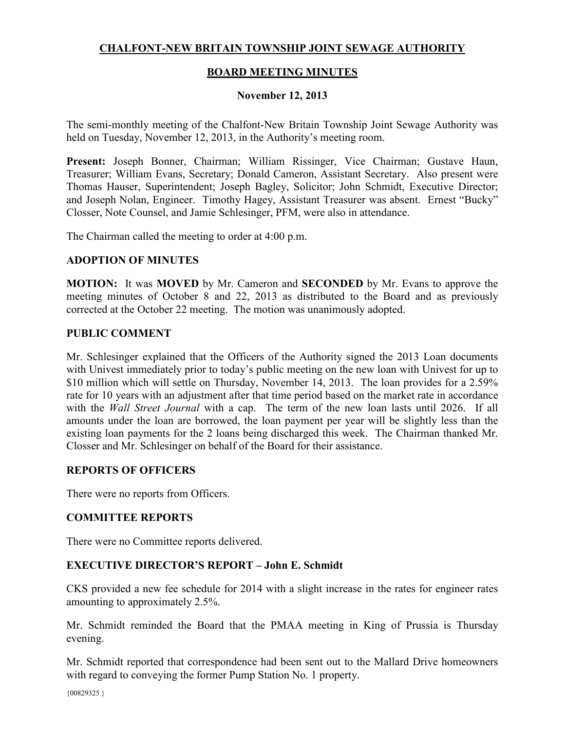# CHALFONT-NEW BRITAIN TOWNSHIP JOINT SEWAGE AUTHORITY

## BOARD MEETING MINUTES

### November 12, 2013

The semi-monthly meeting of the Chalfont-New Britain Township Joint Sewage Authority was held on Tuesday, November 12, 2013, in the Authority's meeting room.

**Present:** Joseph Bonner, Chairman; William Rissinger, Vice Chairman; Gustave Haun, Treasurer; William Evans, Secretary; Donald Cameron, Assistant Secretary. Also present were Thomas Hauser, Superintendent; Joseph Bagley, Solicitor; John Schmidt, Executive Director; and Joseph Nolan, Engineer. Timothy Hagey, Assistant Treasurer was absent. Ernest "Bucky" Closser, Note Counsel, and Jamie Schlesinger, PFM, were also in attendance.

The Chairman called the meeting to order at 4:00 p.m.

### ADOPTION OF MINUTES

**MOTION:** It was **MOVED** by Mr. Cameron and **SECONDED** by Mr. Evans to approve the meeting minutes of October 8 and 22, 2013 as distributed to the Board and as previously corrected at the October 22 meeting. The motion was unanimously adopted.

### PUBLIC COMMENT

Mr. Schlesinger explained that the Officers of the Authority signed the 2013 Loan documents with Univest immediately prior to today's public meeting on the new loan with Univest for up to \$10 million which will settle on Thursday, November 14, 2013. The loan provides for a 2.59% rate for 10 years with an adjustment after that time period based on the market rate in accordance with the *Wall Street Journal* with a cap. The term of the new loan lasts until 2026. If all amounts under the loan are borrowed, the loan payment per year will be slightly less than the existing loan payments for the 2 loans being discharged this week. The Chairman thanked Mr. Closser and Mr. Schlesinger on behalf of the Board for their assistance.

### REPORTS OF OFFICERS

There were no reports from Officers.

### COMMITTEE REPORTS

There were no Committee reports delivered.

### EXECUTIVE DIRECTOR'S REPORT – John E. Schmidt

CKS provided a new fee schedule for 2014 with a slight increase in the rates for engineer rates amounting to approximately 2.5%.

Mr. Schmidt reminded the Board that the PMAA meeting in King of Prussia is Thursday evening.

Mr. Schmidt reported that correspondence had been sent out to the Mallard Drive homeowners with regard to conveying the former Pump Station No. 1 property.

{00829325 }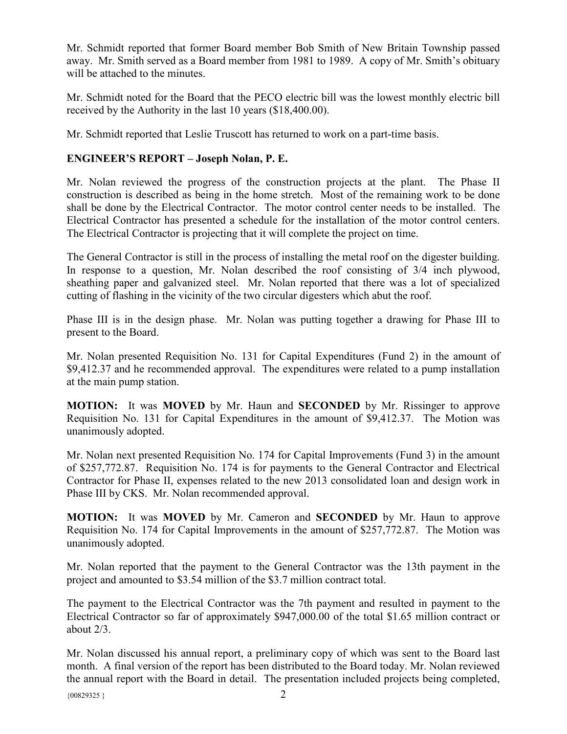Mr. Schmidt reported that former Board member Bob Smith of New Britain Township passed away. Mr. Smith served as a Board member from 1981 to 1989. A copy of Mr. Smith's obituary will be attached to the minutes.

Mr. Schmidt noted for the Board that the PECO electric bill was the lowest monthly electric bill received by the Authority in the last 10 years ($18,400.00).

Mr. Schmidt reported that Leslie Truscott has returned to work on a part-time basis.

**ENGINEER'S REPORT – Joseph Nolan, P. E.**

Mr. Nolan reviewed the progress of the construction projects at the plant. The Phase II construction is described as being in the home stretch. Most of the remaining work to be done shall be done by the Electrical Contractor. The motor control center needs to be installed. The Electrical Contractor has presented a schedule for the installation of the motor control centers. The Electrical Contractor is projecting that it will complete the project on time.

The General Contractor is still in the process of installing the metal roof on the digester building. In response to a question, Mr. Nolan described the roof consisting of 3/4 inch plywood, sheathing paper and galvanized steel. Mr. Nolan reported that there was a lot of specialized cutting of flashing in the vicinity of the two circular digesters which abut the roof.

Phase III is in the design phase. Mr. Nolan was putting together a drawing for Phase III to present to the Board.

Mr. Nolan presented Requisition No. 131 for Capital Expenditures (Fund 2) in the amount of $9,412.37 and he recommended approval. The expenditures were related to a pump installation at the main pump station.

**MOTION:** It was **MOVED** by Mr. Haun and **SECONDED** by Mr. Rissinger to approve Requisition No. 131 for Capital Expenditures in the amount of $9,412.37. The Motion was unanimously adopted.

Mr. Nolan next presented Requisition No. 174 for Capital Improvements (Fund 3) in the amount of $257,772.87. Requisition No. 174 is for payments to the General Contractor and Electrical Contractor for Phase II, expenses related to the new 2013 consolidated loan and design work in Phase III by CKS. Mr. Nolan recommended approval.

**MOTION:** It was **MOVED** by Mr. Cameron and **SECONDED** by Mr. Haun to approve Requisition No. 174 for Capital Improvements in the amount of $257,772.87. The Motion was unanimously adopted.

Mr. Nolan reported that the payment to the General Contractor was the 13th payment in the project and amounted to $3.54 million of the $3.7 million contract total.

The payment to the Electrical Contractor was the 7th payment and resulted in payment to the Electrical Contractor so far of approximately $947,000.00 of the total $1.65 million contract or about 2/3.

Mr. Nolan discussed his annual report, a preliminary copy of which was sent to the Board last month. A final version of the report has been distributed to the Board today. Mr. Nolan reviewed the annual report with the Board in detail. The presentation included projects being completed,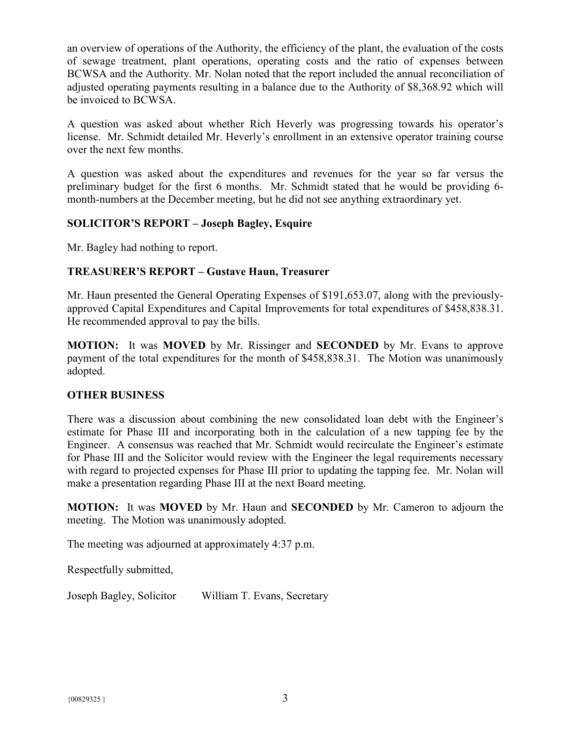an overview of operations of the Authority, the efficiency of the plant, the evaluation of the costs of sewage treatment, plant operations, operating costs and the ratio of expenses between BCWSA and the Authority. Mr. Nolan noted that the report included the annual reconciliation of adjusted operating payments resulting in a balance due to the Authority of $8,368.92 which will be invoiced to BCWSA.

A question was asked about whether Rich Heverly was progressing towards his operator's license. Mr. Schmidt detailed Mr. Heverly's enrollment in an extensive operator training course over the next few months.

A question was asked about the expenditures and revenues for the year so far versus the preliminary budget for the first 6 months. Mr. Schmidt stated that he would be providing 6-month-numbers at the December meeting, but he did not see anything extraordinary yet.

**SOLICITOR'S REPORT – Joseph Bagley, Esquire**

Mr. Bagley had nothing to report.

**TREASURER'S REPORT – Gustave Haun, Treasurer**

Mr. Haun presented the General Operating Expenses of $191,653.07, along with the previously-approved Capital Expenditures and Capital Improvements for total expenditures of $458,838.31. He recommended approval to pay the bills.

**MOTION:** It was **MOVED** by Mr. Rissinger and **SECONDED** by Mr. Evans to approve payment of the total expenditures for the month of $458,838.31. The Motion was unanimously adopted.

**OTHER BUSINESS**

There was a discussion about combining the new consolidated loan debt with the Engineer's estimate for Phase III and incorporating both in the calculation of a new tapping fee by the Engineer. A consensus was reached that Mr. Schmidt would recirculate the Engineer's estimate for Phase III and the Solicitor would review with the Engineer the legal requirements necessary with regard to projected expenses for Phase III prior to updating the tapping fee. Mr. Nolan will make a presentation regarding Phase III at the next Board meeting.

**MOTION:** It was **MOVED** by Mr. Haun and **SECONDED** by Mr. Cameron to adjourn the meeting. The Motion was unanimously adopted.

The meeting was adjourned at approximately 4:37 p.m.

Respectfully submitted,

Joseph Bagley, Solicitor William T. Evans, Secretary

{00829325 }